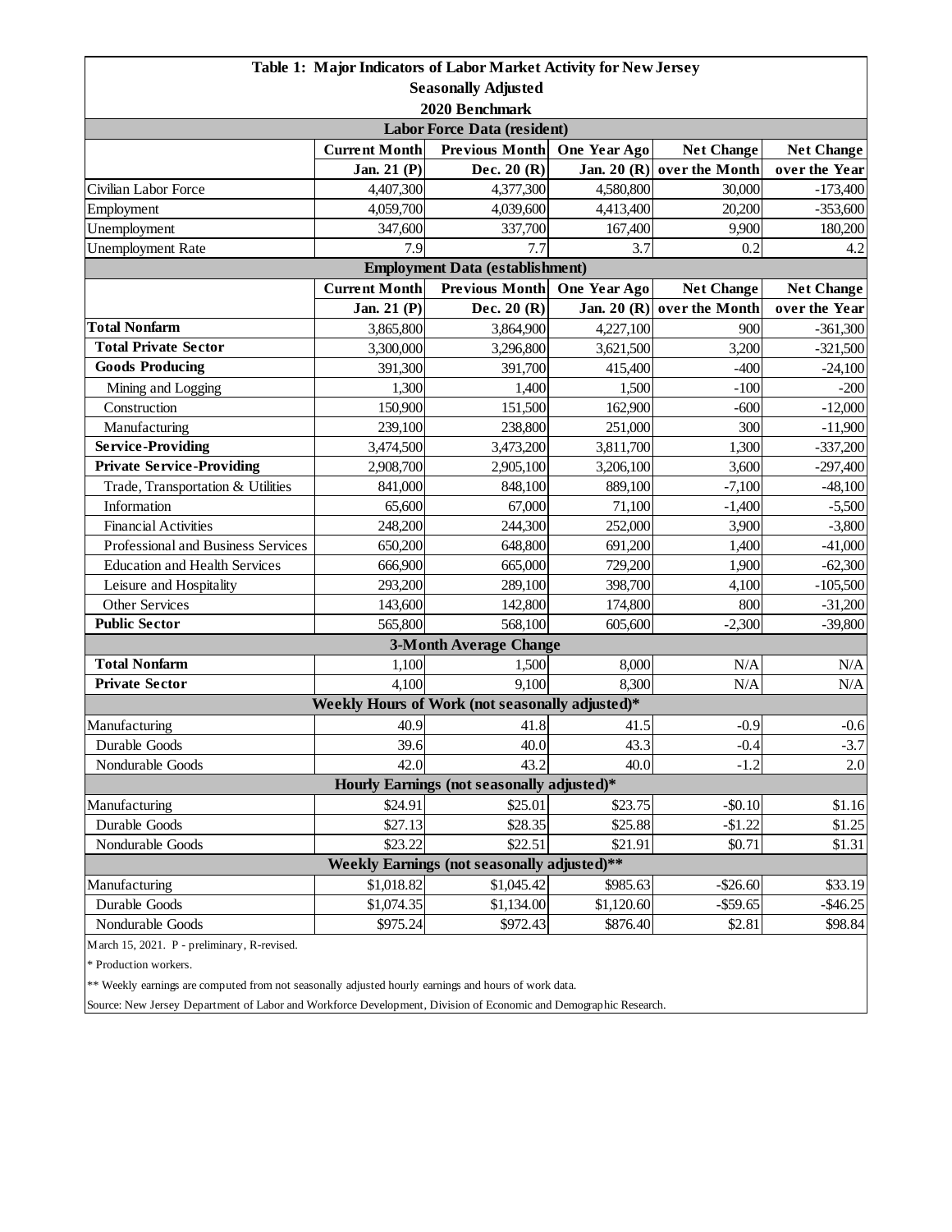**Table 1: Major Indicators of Labor Market Activity for New Jersey**

**Seasonally Adjusted**

**2020 Benchmark**

| | Current Month | Previous Month | One Year Ago | Net Change | Net Change |
|---|---|---|---|---|---|
| | Jan. 21 (P) | Dec. 20 (R) | Jan. 20 (R) | over the Month | over the Year |
| **Labor Force Data (resident)** | | | | | |
| Civilian Labor Force | 4,407,300 | 4,377,300 | 4,580,800 | 30,000 | -173,400 |
| Employment | 4,059,700 | 4,039,600 | 4,413,400 | 20,200 | -353,600 |
| Unemployment | 347,600 | 337,700 | 167,400 | 9,900 | 180,200 |
| Unemployment Rate | 7.9 | 7.7 | 3.7 | 0.2 | 4.2 |
| **Employment Data (establishment)** | | | | | |
| | Current Month | Previous Month | One Year Ago | Net Change | Net Change |
| | Jan. 21 (P) | Dec. 20 (R) | Jan. 20 (R) | over the Month | over the Year |
| **Total Nonfarm** | 3,865,800 | 3,864,900 | 4,227,100 | 900 | -361,300 |
| **Total Private Sector** | 3,300,000 | 3,296,800 | 3,621,500 | 3,200 | -321,500 |
| **Goods Producing** | 391,300 | 391,700 | 415,400 | -400 | -24,100 |
| Mining and Logging | 1,300 | 1,400 | 1,500 | -100 | -200 |
| Construction | 150,900 | 151,500 | 162,900 | -600 | -12,000 |
| Manufacturing | 239,100 | 238,800 | 251,000 | 300 | -11,900 |
| **Service-Providing** | 3,474,500 | 3,473,200 | 3,811,700 | 1,300 | -337,200 |
| **Private Service-Providing** | 2,908,700 | 2,905,100 | 3,206,100 | 3,600 | -297,400 |
| Trade, Transportation & Utilities | 841,000 | 848,100 | 889,100 | -7,100 | -48,100 |
| Information | 65,600 | 67,000 | 71,100 | -1,400 | -5,500 |
| Financial Activities | 248,200 | 244,300 | 252,000 | 3,900 | -3,800 |
| Professional and Business Services | 650,200 | 648,800 | 691,200 | 1,400 | -41,000 |
| Education and Health Services | 666,900 | 665,000 | 729,200 | 1,900 | -62,300 |
| Leisure and Hospitality | 293,200 | 289,100 | 398,700 | 4,100 | -105,500 |
| Other Services | 143,600 | 142,800 | 174,800 | 800 | -31,200 |
| **Public Sector** | 565,800 | 568,100 | 605,600 | -2,300 | -39,800 |
| **3-Month Average Change** | | | | | |
| **Total Nonfarm** | 1,100 | 1,500 | 8,000 | N/A | N/A |
| **Private Sector** | 4,100 | 9,100 | 8,300 | N/A | N/A |
| **Weekly Hours of Work (not seasonally adjusted)*** | | | | | |
| Manufacturing | 40.9 | 41.8 | 41.5 | -0.9 | -0.6 |
| Durable Goods | 39.6 | 40.0 | 43.3 | -0.4 | -3.7 |
| Nondurable Goods | 42.0 | 43.2 | 40.0 | -1.2 | 2.0 |
| **Hourly Earnings (not seasonally adjusted)*** | | | | | |
| Manufacturing | $24.91 | $25.01 | $23.75 | -$0.10 | $1.16 |
| Durable Goods | $27.13 | $28.35 | $25.88 | -$1.22 | $1.25 |
| Nondurable Goods | $23.22 | $22.51 | $21.91 | $0.71 | $1.31 |
| **Weekly Earnings (not seasonally adjusted)**** | | | | | |
| Manufacturing | $1,018.82 | $1,045.42 | $985.63 | -$26.60 | $33.19 |
| Durable Goods | $1,074.35 | $1,134.00 | $1,120.60 | -$59.65 | -$46.25 |
| Nondurable Goods | $975.24 | $972.43 | $876.40 | $2.81 | $98.84 |

March 15, 2021. P - preliminary, R-revised.

* Production workers.

** Weekly earnings are computed from not seasonally adjusted hourly earnings and hours of work data.

Source: New Jersey Department of Labor and Workforce Development, Division of Economic and Demographic Research.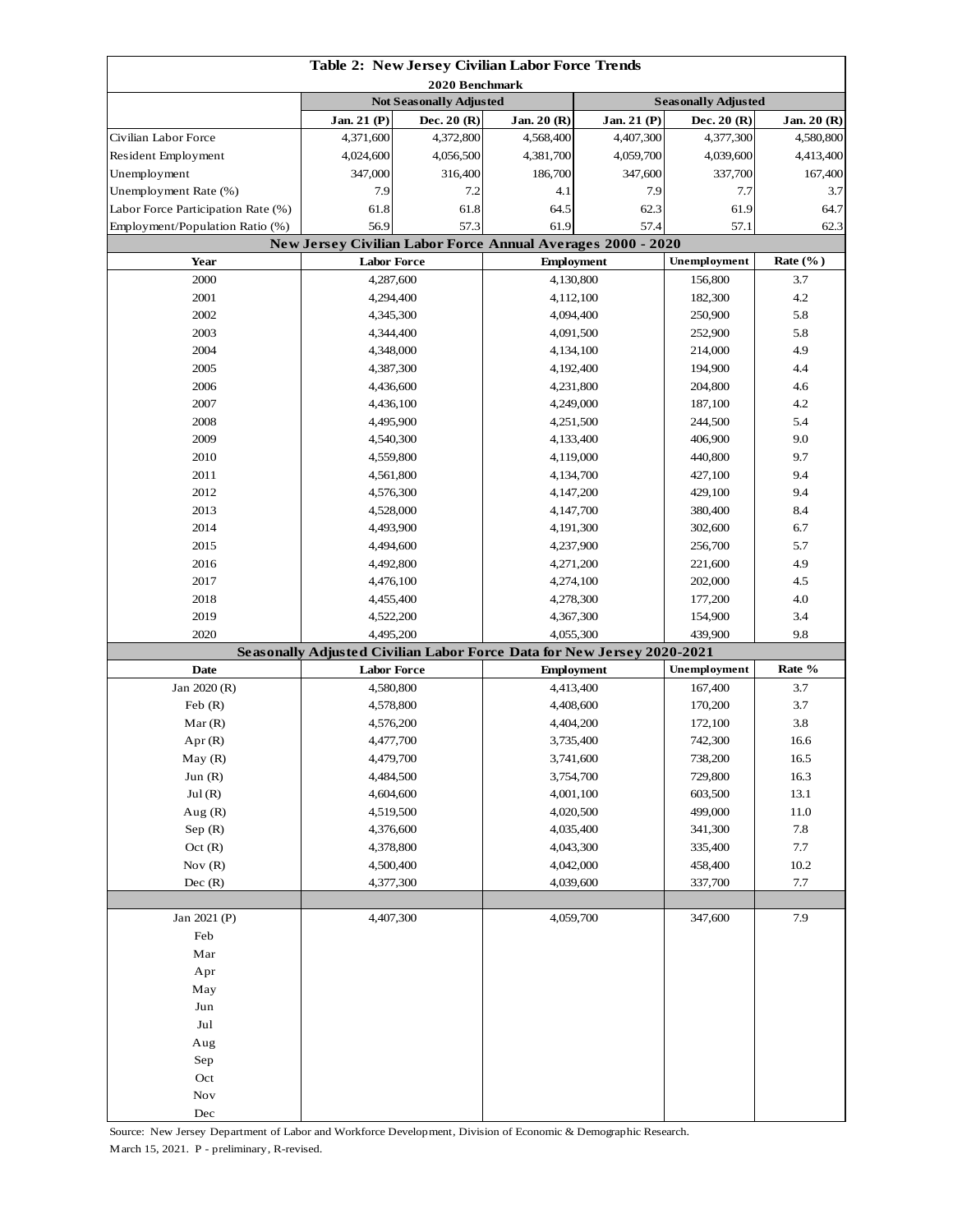## Table 2: New Jersey Civilian Labor Force Trends

2020 Benchmark

| | Not Seasonally Adjusted | | | Seasonally Adjusted | | |
|---|---|---|---|---|---|---|
| | Jan. 21 (P) | Dec. 20 (R) | Jan. 20 (R) | Jan. 21 (P) | Dec. 20 (R) | Jan. 20 (R) |
| Civilian Labor Force | 4,371,600 | 4,372,800 | 4,568,400 | 4,407,300 | 4,377,300 | 4,580,800 |
| Resident Employment | 4,024,600 | 4,056,500 | 4,381,700 | 4,059,700 | 4,039,600 | 4,413,400 |
| Unemployment | 347,000 | 316,400 | 186,700 | 347,600 | 337,700 | 167,400 |
| Unemployment Rate (%) | 7.9 | 7.2 | 4.1 | 7.9 | 7.7 | 3.7 |
| Labor Force Participation Rate (%) | 61.8 | 61.8 | 64.5 | 62.3 | 61.9 | 64.7 |
| Employment/Population Ratio (%) | 56.9 | 57.3 | 61.9 | 57.4 | 57.1 | 62.3 |

### New Jersey Civilian Labor Force Annual Averages 2000 - 2020

| Year | Labor Force | Employment | Unemployment | Rate (%) |
|---|---|---|---|---|
| 2000 | 4,287,600 | 4,130,800 | 156,800 | 3.7 |
| 2001 | 4,294,400 | 4,112,100 | 182,300 | 4.2 |
| 2002 | 4,345,300 | 4,094,400 | 250,900 | 5.8 |
| 2003 | 4,344,400 | 4,091,500 | 252,900 | 5.8 |
| 2004 | 4,348,000 | 4,134,100 | 214,000 | 4.9 |
| 2005 | 4,387,300 | 4,192,400 | 194,900 | 4.4 |
| 2006 | 4,436,600 | 4,231,800 | 204,800 | 4.6 |
| 2007 | 4,436,100 | 4,249,000 | 187,100 | 4.2 |
| 2008 | 4,495,900 | 4,251,500 | 244,500 | 5.4 |
| 2009 | 4,540,300 | 4,133,400 | 406,900 | 9.0 |
| 2010 | 4,559,800 | 4,119,000 | 440,800 | 9.7 |
| 2011 | 4,561,800 | 4,134,700 | 427,100 | 9.4 |
| 2012 | 4,576,300 | 4,147,200 | 429,100 | 9.4 |
| 2013 | 4,528,000 | 4,147,700 | 380,400 | 8.4 |
| 2014 | 4,493,900 | 4,191,300 | 302,600 | 6.7 |
| 2015 | 4,494,600 | 4,237,900 | 256,700 | 5.7 |
| 2016 | 4,492,800 | 4,271,200 | 221,600 | 4.9 |
| 2017 | 4,476,100 | 4,274,100 | 202,000 | 4.5 |
| 2018 | 4,455,400 | 4,278,300 | 177,200 | 4.0 |
| 2019 | 4,522,200 | 4,367,300 | 154,900 | 3.4 |
| 2020 | 4,495,200 | 4,055,300 | 439,900 | 9.8 |

### Seasonally Adjusted Civilian Labor Force Data for New Jersey 2020-2021

| Date | Labor Force | Employment | Unemployment | Rate % |
|---|---|---|---|---|
| Jan 2020 (R) | 4,580,800 | 4,413,400 | 167,400 | 3.7 |
| Feb (R) | 4,578,800 | 4,408,600 | 170,200 | 3.7 |
| Mar (R) | 4,576,200 | 4,404,200 | 172,100 | 3.8 |
| Apr (R) | 4,477,700 | 3,735,400 | 742,300 | 16.6 |
| May (R) | 4,479,700 | 3,741,600 | 738,200 | 16.5 |
| Jun (R) | 4,484,500 | 3,754,700 | 729,800 | 16.3 |
| Jul (R) | 4,604,600 | 4,001,100 | 603,500 | 13.1 |
| Aug (R) | 4,519,500 | 4,020,500 | 499,000 | 11.0 |
| Sep (R) | 4,376,600 | 4,035,400 | 341,300 | 7.8 |
| Oct (R) | 4,378,800 | 4,043,300 | 335,400 | 7.7 |
| Nov (R) | 4,500,400 | 4,042,000 | 458,400 | 10.2 |
| Dec (R) | 4,377,300 | 4,039,600 | 337,700 | 7.7 |
| | | | | |
| Jan 2021 (P) | 4,407,300 | 4,059,700 | 347,600 | 7.9 |
| Feb | | | | |
| Mar | | | | |
| Apr | | | | |
| May | | | | |
| Jun | | | | |
| Jul | | | | |
| Aug | | | | |
| Sep | | | | |
| Oct | | | | |
| Nov | | | | |
| Dec | | | | |

Source: New Jersey Department of Labor and Workforce Development, Division of Economic & Demographic Research.
March 15, 2021. P - preliminary, R-revised.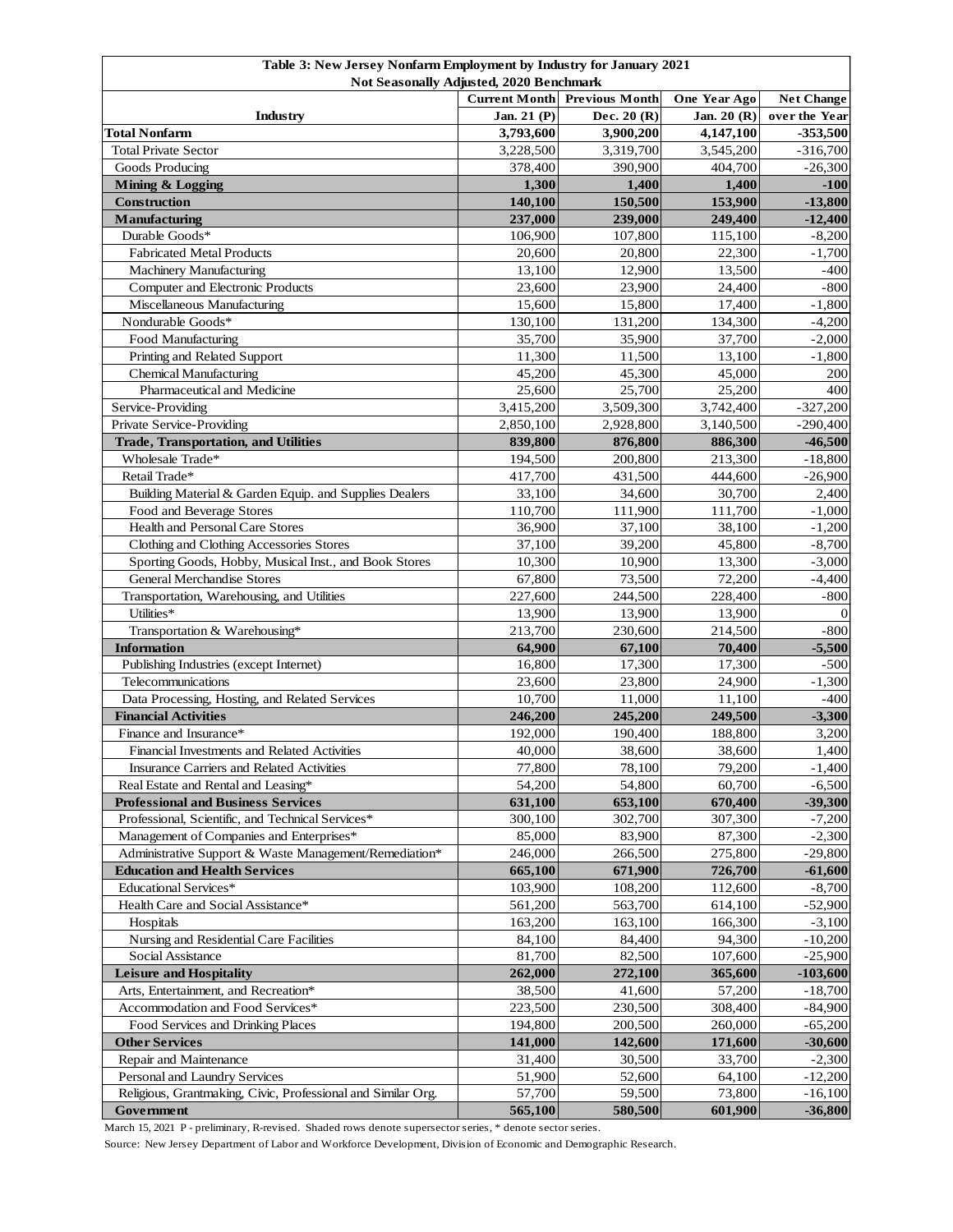**Table 3: New Jersey Nonfarm Employment by Industry for January 2021**
**Not Seasonally Adjusted, 2020 Benchmark**

| Industry | Current Month Jan. 21 (P) | Previous Month Dec. 20 (R) | One Year Ago Jan. 20 (R) | Net Change over the Year |
|---|---|---|---|---|
| **Total Nonfarm** | **3,793,600** | **3,900,200** | **4,147,100** | **-353,500** |
| Total Private Sector | 3,228,500 | 3,319,700 | 3,545,200 | -316,700 |
| Goods Producing | 378,400 | 390,900 | 404,700 | -26,300 |
| **Mining & Logging** | **1,300** | **1,400** | **1,400** | **-100** |
| **Construction** | **140,100** | **150,500** | **153,900** | **-13,800** |
| **Manufacturing** | **237,000** | **239,000** | **249,400** | **-12,400** |
| Durable Goods* | 106,900 | 107,800 | 115,100 | -8,200 |
| Fabricated Metal Products | 20,600 | 20,800 | 22,300 | -1,700 |
| Machinery Manufacturing | 13,100 | 12,900 | 13,500 | -400 |
| Computer and Electronic Products | 23,600 | 23,900 | 24,400 | -800 |
| Miscellaneous Manufacturing | 15,600 | 15,800 | 17,400 | -1,800 |
| Nondurable Goods* | 130,100 | 131,200 | 134,300 | -4,200 |
| Food Manufacturing | 35,700 | 35,900 | 37,700 | -2,000 |
| Printing and Related Support | 11,300 | 11,500 | 13,100 | -1,800 |
| Chemical Manufacturing | 45,200 | 45,300 | 45,000 | 200 |
| Pharmaceutical and Medicine | 25,600 | 25,700 | 25,200 | 400 |
| Service-Providing | 3,415,200 | 3,509,300 | 3,742,400 | -327,200 |
| Private Service-Providing | 2,850,100 | 2,928,800 | 3,140,500 | -290,400 |
| **Trade, Transportation, and Utilities** | **839,800** | **876,800** | **886,300** | **-46,500** |
| Wholesale Trade* | 194,500 | 200,800 | 213,300 | -18,800 |
| Retail Trade* | 417,700 | 431,500 | 444,600 | -26,900 |
| Building Material & Garden Equip. and Supplies Dealers | 33,100 | 34,600 | 30,700 | 2,400 |
| Food and Beverage Stores | 110,700 | 111,900 | 111,700 | -1,000 |
| Health and Personal Care Stores | 36,900 | 37,100 | 38,100 | -1,200 |
| Clothing and Clothing Accessories Stores | 37,100 | 39,200 | 45,800 | -8,700 |
| Sporting Goods, Hobby, Musical Inst., and Book Stores | 10,300 | 10,900 | 13,300 | -3,000 |
| General Merchandise Stores | 67,800 | 73,500 | 72,200 | -4,400 |
| Transportation, Warehousing, and Utilities | 227,600 | 244,500 | 228,400 | -800 |
| Utilities* | 13,900 | 13,900 | 13,900 | 0 |
| Transportation & Warehousing* | 213,700 | 230,600 | 214,500 | -800 |
| **Information** | **64,900** | **67,100** | **70,400** | **-5,500** |
| Publishing Industries (except Internet) | 16,800 | 17,300 | 17,300 | -500 |
| Telecommunications | 23,600 | 23,800 | 24,900 | -1,300 |
| Data Processing, Hosting, and Related Services | 10,700 | 11,000 | 11,100 | -400 |
| **Financial Activities** | **246,200** | **245,200** | **249,500** | **-3,300** |
| Finance and Insurance* | 192,000 | 190,400 | 188,800 | 3,200 |
| Financial Investments and Related Activities | 40,000 | 38,600 | 38,600 | 1,400 |
| Insurance Carriers and Related Activities | 77,800 | 78,100 | 79,200 | -1,400 |
| Real Estate and Rental and Leasing* | 54,200 | 54,800 | 60,700 | -6,500 |
| **Professional and Business Services** | **631,100** | **653,100** | **670,400** | **-39,300** |
| Professional, Scientific, and Technical Services* | 300,100 | 302,700 | 307,300 | -7,200 |
| Management of Companies and Enterprises* | 85,000 | 83,900 | 87,300 | -2,300 |
| Administrative Support & Waste Management/Remediation* | 246,000 | 266,500 | 275,800 | -29,800 |
| **Education and Health Services** | **665,100** | **671,900** | **726,700** | **-61,600** |
| Educational Services* | 103,900 | 108,200 | 112,600 | -8,700 |
| Health Care and Social Assistance* | 561,200 | 563,700 | 614,100 | -52,900 |
| Hospitals | 163,200 | 163,100 | 166,300 | -3,100 |
| Nursing and Residential Care Facilities | 84,100 | 84,400 | 94,300 | -10,200 |
| Social Assistance | 81,700 | 82,500 | 107,600 | -25,900 |
| **Leisure and Hospitality** | **262,000** | **272,100** | **365,600** | **-103,600** |
| Arts, Entertainment, and Recreation* | 38,500 | 41,600 | 57,200 | -18,700 |
| Accommodation and Food Services* | 223,500 | 230,500 | 308,400 | -84,900 |
| Food Services and Drinking Places | 194,800 | 200,500 | 260,000 | -65,200 |
| **Other Services** | **141,000** | **142,600** | **171,600** | **-30,600** |
| Repair and Maintenance | 31,400 | 30,500 | 33,700 | -2,300 |
| Personal and Laundry Services | 51,900 | 52,600 | 64,100 | -12,200 |
| Religious, Grantmaking, Civic, Professional and Similar Org. | 57,700 | 59,500 | 73,800 | -16,100 |
| **Government** | **565,100** | **580,500** | **601,900** | **-36,800** |

March 15, 2021 P - preliminary, R-revised. Shaded rows denote supersector series, * denote sector series.

Source: New Jersey Department of Labor and Workforce Development, Division of Economic and Demographic Research.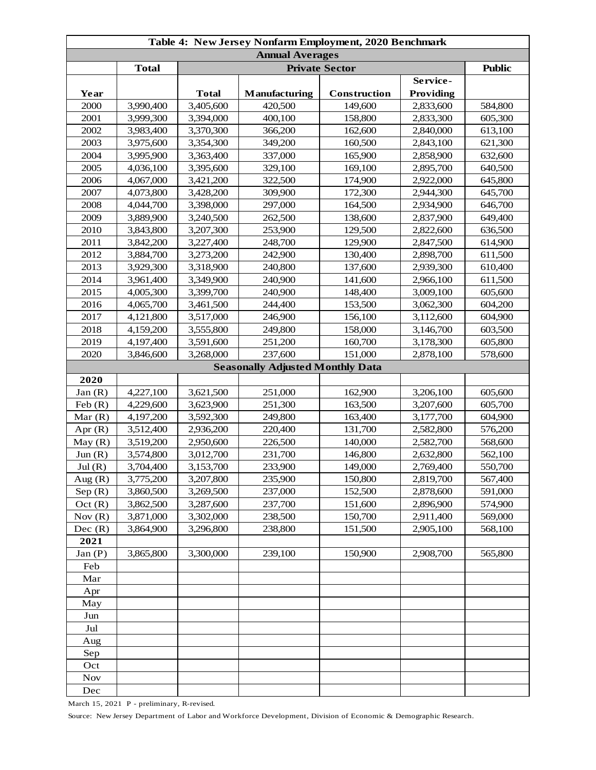## Table 4: New Jersey Nonfarm Employment, 2020 Benchmark

| Annual Averages | | | | | | |
|---|---|---|---|---|---|---|
| | **Total** | **Private Sector** | | | | **Public** |
| **Year** | | **Total** | **Manufacturing** | **Construction** | **Service-Providing** | |
| 2000 | 3,990,400 | 3,405,600 | 420,500 | 149,600 | 2,833,600 | 584,800 |
| 2001 | 3,999,300 | 3,394,000 | 400,100 | 158,800 | 2,833,300 | 605,300 |
| 2002 | 3,983,400 | 3,370,300 | 366,200 | 162,600 | 2,840,000 | 613,100 |
| 2003 | 3,975,600 | 3,354,300 | 349,200 | 160,500 | 2,843,100 | 621,300 |
| 2004 | 3,995,900 | 3,363,400 | 337,000 | 165,900 | 2,858,900 | 632,600 |
| 2005 | 4,036,100 | 3,395,600 | 329,100 | 169,100 | 2,895,700 | 640,500 |
| 2006 | 4,067,000 | 3,421,200 | 322,500 | 174,900 | 2,922,000 | 645,800 |
| 2007 | 4,073,800 | 3,428,200 | 309,900 | 172,300 | 2,944,300 | 645,700 |
| 2008 | 4,044,700 | 3,398,000 | 297,000 | 164,500 | 2,934,900 | 646,700 |
| 2009 | 3,889,900 | 3,240,500 | 262,500 | 138,600 | 2,837,900 | 649,400 |
| 2010 | 3,843,800 | 3,207,300 | 253,900 | 129,500 | 2,822,600 | 636,500 |
| 2011 | 3,842,200 | 3,227,400 | 248,700 | 129,900 | 2,847,500 | 614,900 |
| 2012 | 3,884,700 | 3,273,200 | 242,900 | 130,400 | 2,898,700 | 611,500 |
| 2013 | 3,929,300 | 3,318,900 | 240,800 | 137,600 | 2,939,300 | 610,400 |
| 2014 | 3,961,400 | 3,349,900 | 240,900 | 141,600 | 2,966,100 | 611,500 |
| 2015 | 4,005,300 | 3,399,700 | 240,900 | 148,400 | 3,009,100 | 605,600 |
| 2016 | 4,065,700 | 3,461,500 | 244,400 | 153,500 | 3,062,300 | 604,200 |
| 2017 | 4,121,800 | 3,517,000 | 246,900 | 156,100 | 3,112,600 | 604,900 |
| 2018 | 4,159,200 | 3,555,800 | 249,800 | 158,000 | 3,146,700 | 603,500 |
| 2019 | 4,197,400 | 3,591,600 | 251,200 | 160,700 | 3,178,300 | 605,800 |
| 2020 | 3,846,600 | 3,268,000 | 237,600 | 151,000 | 2,878,100 | 578,600 |
| **Seasonally Adjusted Monthly Data** | | | | | | |
| **2020** | | | | | | |
| Jan (R) | 4,227,100 | 3,621,500 | 251,000 | 162,900 | 3,206,100 | 605,600 |
| Feb (R) | 4,229,600 | 3,623,900 | 251,300 | 163,500 | 3,207,600 | 605,700 |
| Mar (R) | 4,197,200 | 3,592,300 | 249,800 | 163,400 | 3,177,700 | 604,900 |
| Apr (R) | 3,512,400 | 2,936,200 | 220,400 | 131,700 | 2,582,800 | 576,200 |
| May (R) | 3,519,200 | 2,950,600 | 226,500 | 140,000 | 2,582,700 | 568,600 |
| Jun (R) | 3,574,800 | 3,012,700 | 231,700 | 146,800 | 2,632,800 | 562,100 |
| Jul (R) | 3,704,400 | 3,153,700 | 233,900 | 149,000 | 2,769,400 | 550,700 |
| Aug (R) | 3,775,200 | 3,207,800 | 235,900 | 150,800 | 2,819,700 | 567,400 |
| Sep (R) | 3,860,500 | 3,269,500 | 237,000 | 152,500 | 2,878,600 | 591,000 |
| Oct (R) | 3,862,500 | 3,287,600 | 237,700 | 151,600 | 2,896,900 | 574,900 |
| Nov (R) | 3,871,000 | 3,302,000 | 238,500 | 150,700 | 2,911,400 | 569,000 |
| Dec (R) | 3,864,900 | 3,296,800 | 238,800 | 151,500 | 2,905,100 | 568,100 |
| **2021** | | | | | | |
| Jan (P) | 3,865,800 | 3,300,000 | 239,100 | 150,900 | 2,908,700 | 565,800 |
| Feb | | | | | | |
| Mar | | | | | | |
| Apr | | | | | | |
| May | | | | | | |
| Jun | | | | | | |
| Jul | | | | | | |
| Aug | | | | | | |
| Sep | | | | | | |
| Oct | | | | | | |
| Nov | | | | | | |
| Dec | | | | | | |

March 15, 2021 P - preliminary, R-revised.

Source: New Jersey Department of Labor and Workforce Development, Division of Economic & Demographic Research.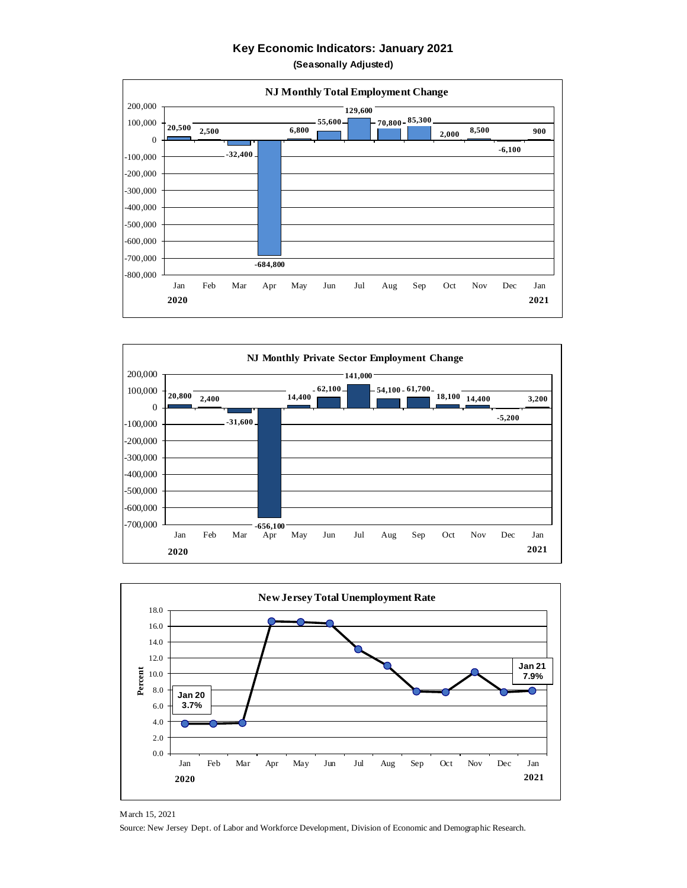# Key Economic Indicators: January 2021

**(Seasonally Adjusted)**

**NJ Monthly Total Employment Change**

200,000
100,000
0
-100,000
-200,000
-300,000
-400,000
-500,000
-600,000
-700,000
-800,000

20,500
2,500
-32,400
-684,800
6,800
55,600
129,600
70,800
85,300
2,000
8,500
-6,100
900

Jan Feb Mar Apr May Jun Jul Aug Sep Oct Nov Dec Jan

2020 2021

**NJ Monthly Private Sector Employment Change**

200,000
100,000
0
-100,000
-200,000
-300,000
-400,000
-500,000
-600,000
-700,000

20,800
2,400
-31,600
-656,100
14,400
62,100
141,000
54,100
61,700
18,100
14,400
-5,200
3,200

Jan Feb Mar Apr May Jun Jul Aug Sep Oct Nov Dec Jan

2020 2021

**New Jersey Total Unemployment Rate**

Percent

18.0
16.0
14.0
12.0
10.0
8.0
6.0
4.0
2.0
0.0

Jan 20
3.7%

Jan 21
7.9%

Jan Feb Mar Apr May Jun Jul Aug Sep Oct Nov Dec Jan

2020 2021

March 15, 2021

Source: New Jersey Dept. of Labor and Workforce Development, Division of Economic and Demographic Research.